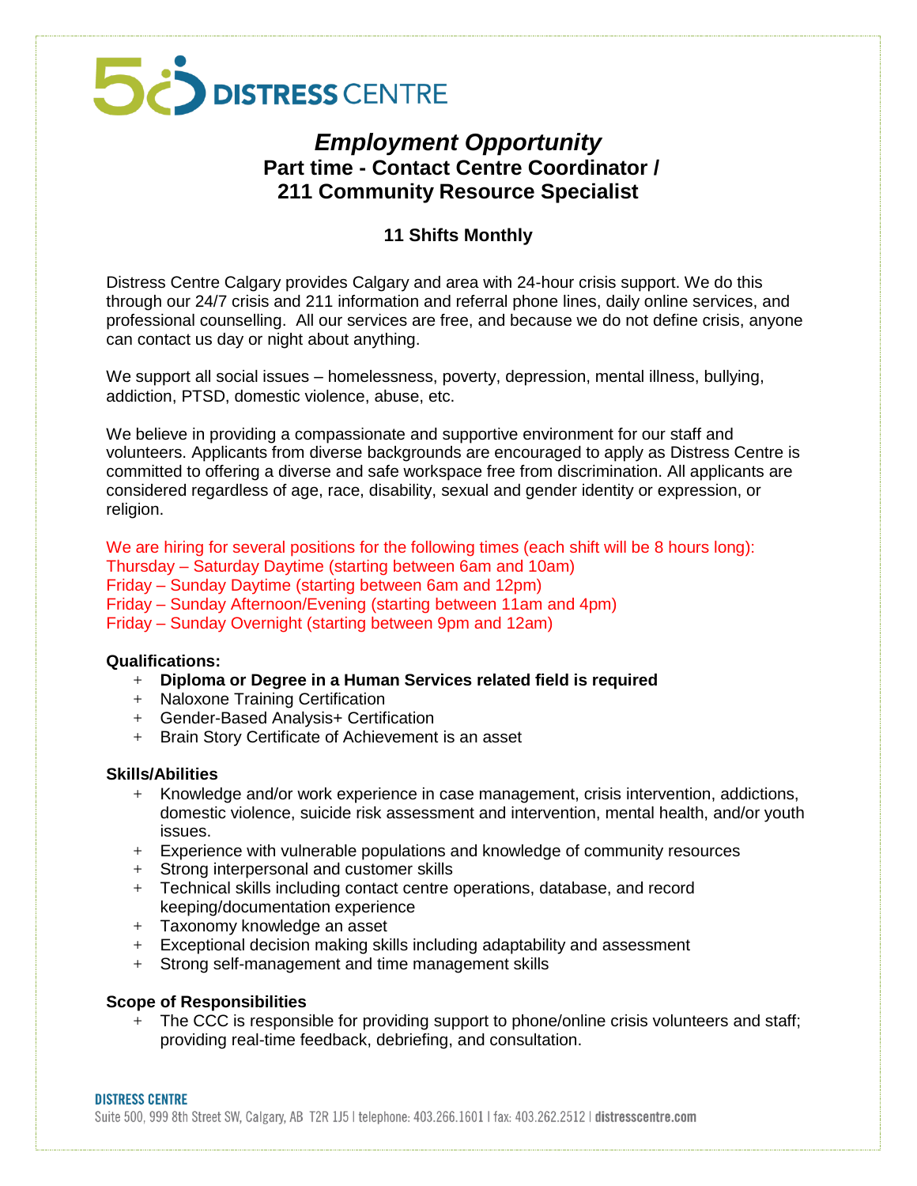# Employment Opportunity

## Part time - Contact Centre Coordinator / 211 Community Resource Specialist

### 11 Shifts Monthly

Distress Centre Calgary provides Calgary and area with 24-hour crisis support. We do this through our 24/7 crisis and 211 information and referral phone lines, daily online services, and professional counselling. All our services are free, and because we do not define crisis, anyone can contact us day or night about anything.

We support all social issues – homelessness, poverty, depression, mental illness, bullying, addiction, PTSD, domestic violence, abuse, etc.

We believe in providing a compassionate and supportive environment for our staff and volunteers. Applicants from diverse backgrounds are encouraged to apply as Distress Centre is committed to offering a diverse and safe workspace free from discrimination. All applicants are considered regardless of age, race, disability, sexual and gender identity or expression, or religion.

We are hiring for several positions for the following times (each shift will be 8 hours long):
Thursday – Saturday Daytime (starting between 6am and 10am)
Friday – Sunday Daytime (starting between 6am and 12pm)
Friday – Sunday Afternoon/Evening (starting between 11am and 4pm)
Friday – Sunday Overnight (starting between 9pm and 12am)

**Qualifications:**

- **Diploma or Degree in a Human Services related field is required**
- Naloxone Training Certification
- Gender-Based Analysis+ Certification
- Brain Story Certificate of Achievement is an asset

**Skills/Abilities**

- Knowledge and/or work experience in case management, crisis intervention, addictions, domestic violence, suicide risk assessment and intervention, mental health, and/or youth issues.
- Experience with vulnerable populations and knowledge of community resources
- Strong interpersonal and customer skills
- Technical skills including contact centre operations, database, and record keeping/documentation experience
- Taxonomy knowledge an asset
- Exceptional decision making skills including adaptability and assessment
- Strong self-management and time management skills

**Scope of Responsibilities**

- The CCC is responsible for providing support to phone/online crisis volunteers and staff; providing real-time feedback, debriefing, and consultation.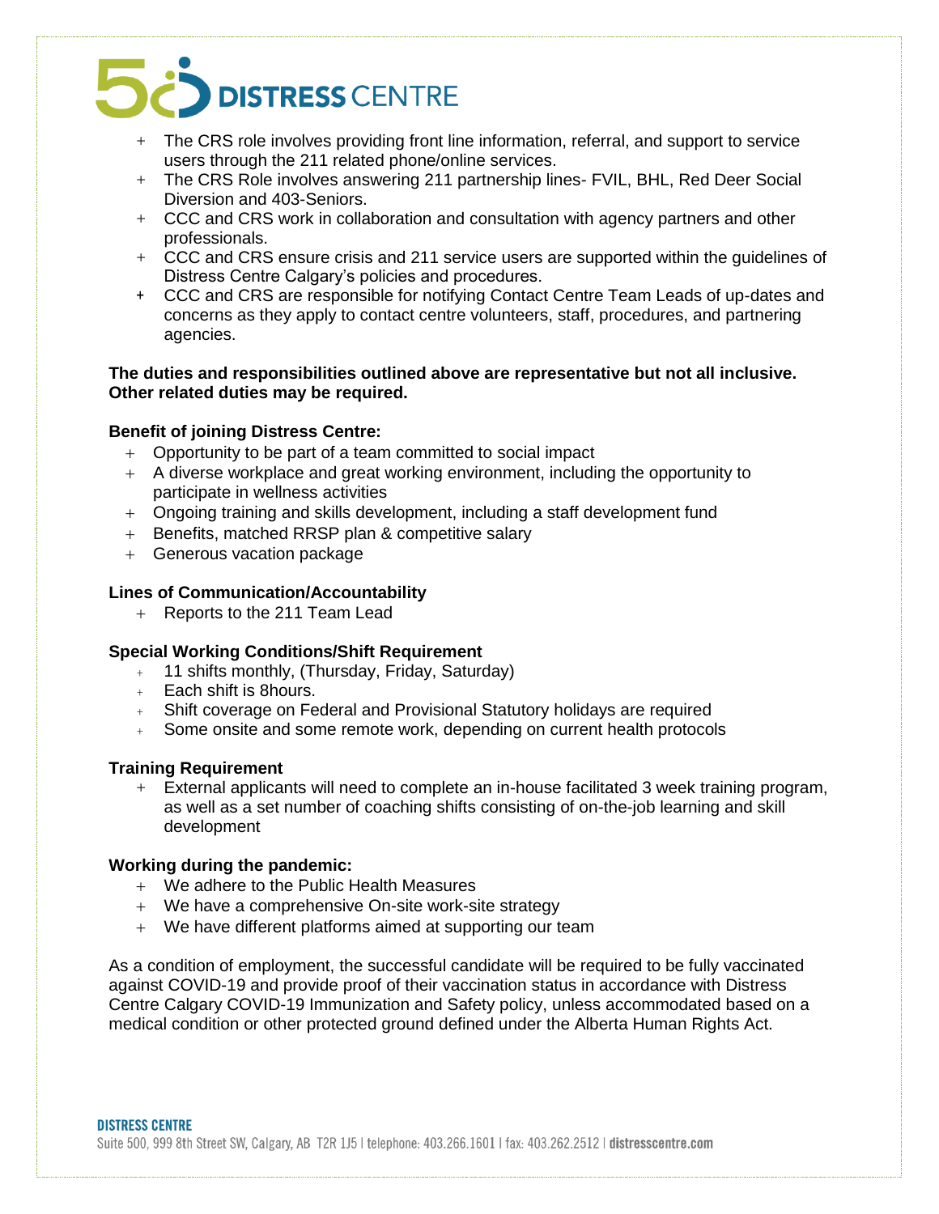- The CRS role involves providing front line information, referral, and support to service users through the 211 related phone/online services.
- The CRS Role involves answering 211 partnership lines- FVIL, BHL, Red Deer Social Diversion and 403-Seniors.
- CCC and CRS work in collaboration and consultation with agency partners and other professionals.
- CCC and CRS ensure crisis and 211 service users are supported within the guidelines of Distress Centre Calgary's policies and procedures.
- CCC and CRS are responsible for notifying Contact Centre Team Leads of up-dates and concerns as they apply to contact centre volunteers, staff, procedures, and partnering agencies.

**The duties and responsibilities outlined above are representative but not all inclusive. Other related duties may be required.**

**Benefit of joining Distress Centre:**

- Opportunity to be part of a team committed to social impact
- A diverse workplace and great working environment, including the opportunity to participate in wellness activities
- Ongoing training and skills development, including a staff development fund
- Benefits, matched RRSP plan & competitive salary
- Generous vacation package

**Lines of Communication/Accountability**

- Reports to the 211 Team Lead

**Special Working Conditions/Shift Requirement**

- 11 shifts monthly, (Thursday, Friday, Saturday)
- Each shift is 8hours.
- Shift coverage on Federal and Provisional Statutory holidays are required
- Some onsite and some remote work, depending on current health protocols

**Training Requirement**

- External applicants will need to complete an in-house facilitated 3 week training program, as well as a set number of coaching shifts consisting of on-the-job learning and skill development

**Working during the pandemic:**

- We adhere to the Public Health Measures
- We have a comprehensive On-site work-site strategy
- We have different platforms aimed at supporting our team

As a condition of employment, the successful candidate will be required to be fully vaccinated against COVID-19 and provide proof of their vaccination status in accordance with Distress Centre Calgary COVID-19 Immunization and Safety policy, unless accommodated based on a medical condition or other protected ground defined under the Alberta Human Rights Act.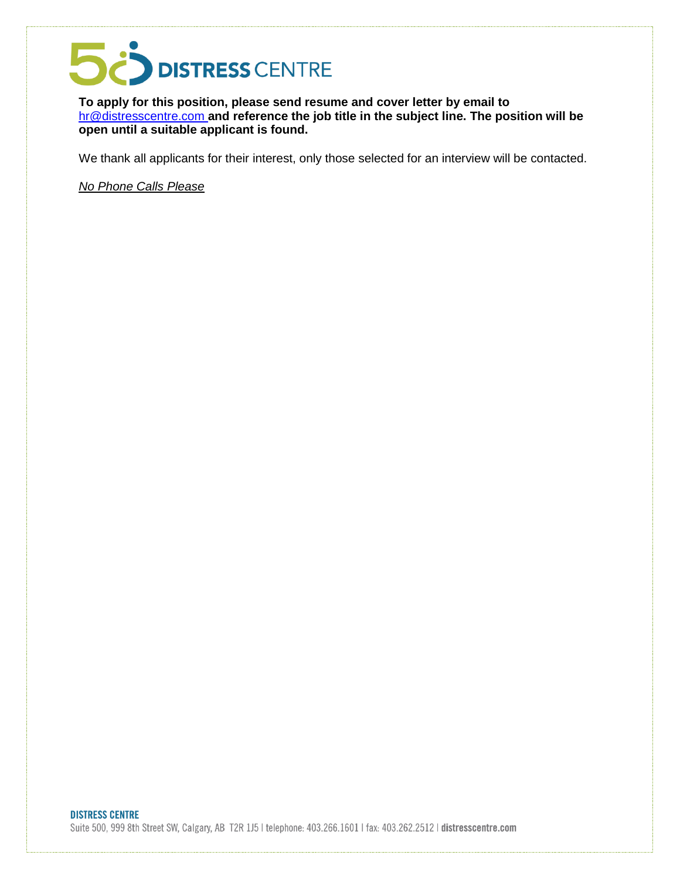**To apply for this position, please send resume and cover letter by email to hr@distresscentre.com and reference the job title in the subject line. The position will be open until a suitable applicant is found.**

We thank all applicants for their interest, only those selected for an interview will be contacted.

*No Phone Calls Please*